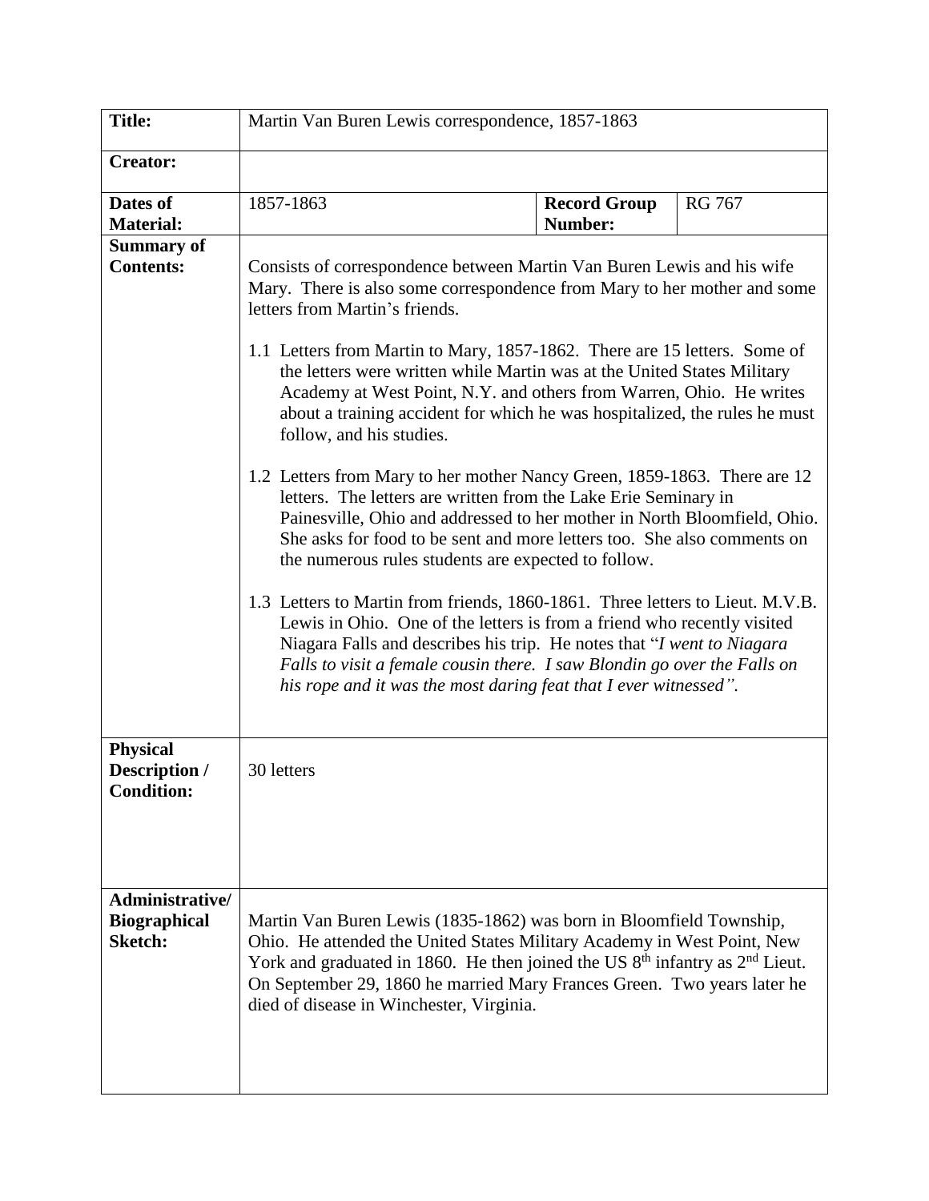| **Title:** | Martin Van Buren Lewis correspondence, 1857-1863 | | |
|---|---|---|---|
| **Creator:** | | | |
| **Dates of Material:** | 1857-1863 | **Record Group Number:** | RG 767 |
| **Summary of Contents:** | Consists of correspondence between Martin Van Buren Lewis and his wife Mary. There is also some correspondence from Mary to her mother and some letters from Martin's friends.<br><br>1.1 Letters from Martin to Mary, 1857-1862. There are 15 letters. Some of the letters were written while Martin was at the United States Military Academy at West Point, N.Y. and others from Warren, Ohio. He writes about a training accident for which he was hospitalized, the rules he must follow, and his studies.<br><br>1.2 Letters from Mary to her mother Nancy Green, 1859-1863. There are 12 letters. The letters are written from the Lake Erie Seminary in Painesville, Ohio and addressed to her mother in North Bloomfield, Ohio. She asks for food to be sent and more letters too. She also comments on the numerous rules students are expected to follow.<br><br>1.3 Letters to Martin from friends, 1860-1861. Three letters to Lieut. M.V.B. Lewis in Ohio. One of the letters is from a friend who recently visited Niagara Falls and describes his trip. He notes that "*I went to Niagara Falls to visit a female cousin there. I saw Blondin go over the Falls on his rope and it was the most daring feat that I ever witnessed*". | | |
| **Physical Description / Condition:** | 30 letters | | |
| **Administrative/ Biographical Sketch:** | Martin Van Buren Lewis (1835-1862) was born in Bloomfield Township, Ohio. He attended the United States Military Academy in West Point, New York and graduated in 1860. He then joined the US 8th infantry as 2nd Lieut. On September 29, 1860 he married Mary Frances Green. Two years later he died of disease in Winchester, Virginia. | | |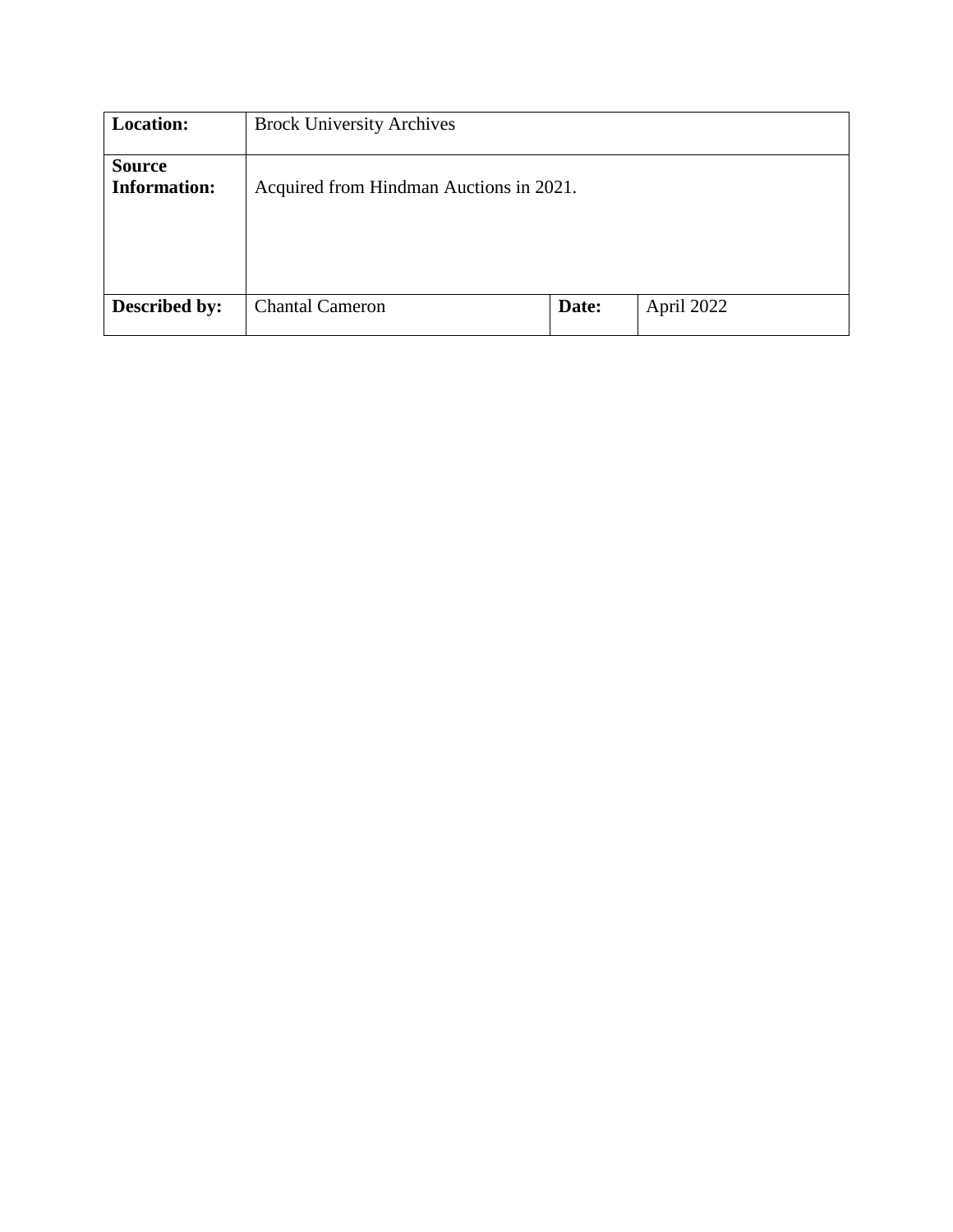| | | | |
|---|---|---|---|
| **Location:** | Brock University Archives | | |
| **Source Information:** | Acquired from Hindman Auctions in 2021. | | |
| **Described by:** | Chantal Cameron | **Date:** | April 2022 |